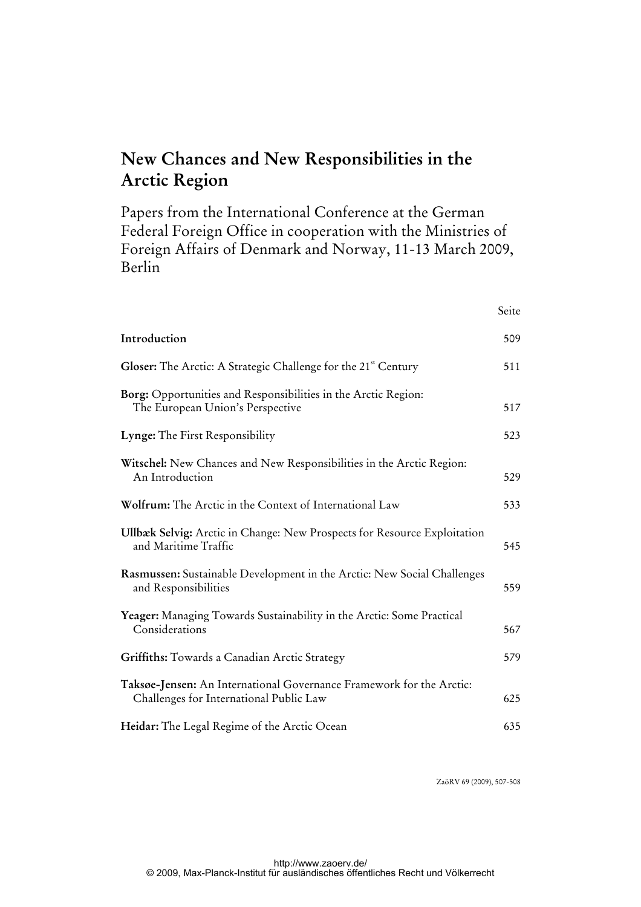# New Chances and New Responsibilities in the Arctic Region

## Papers from the International Conference at the German Federal Foreign Office in cooperation with the Ministries of Foreign Affairs of Denmark and Norway, 11-13 March 2009, Berlin

| | Seite |
|---|---|
| **Introduction** | 509 |
| **Gloser:** The Arctic: A Strategic Challenge for the 21st Century | 511 |
| **Borg:** Opportunities and Responsibilities in the Arctic Region: The European Union's Perspective | 517 |
| **Lynge:** The First Responsibility | 523 |
| **Witschel:** New Chances and New Responsibilities in the Arctic Region: An Introduction | 529 |
| **Wolfrum:** The Arctic in the Context of International Law | 533 |
| **Ullbæk Selvig:** Arctic in Change: New Prospects for Resource Exploitation and Maritime Traffic | 545 |
| **Rasmussen:** Sustainable Development in the Arctic: New Social Challenges and Responsibilities | 559 |
| **Yeager:** Managing Towards Sustainability in the Arctic: Some Practical Considerations | 567 |
| **Griffiths:** Towards a Canadian Arctic Strategy | 579 |
| **Taksøe-Jensen:** An International Governance Framework for the Arctic: Challenges for International Public Law | 625 |
| **Heidar:** The Legal Regime of the Arctic Ocean | 635 |

http://www.zaoerv.de/
© 2009, Max-Planck-Institut für ausländisches öffentliches Recht und Völkerrecht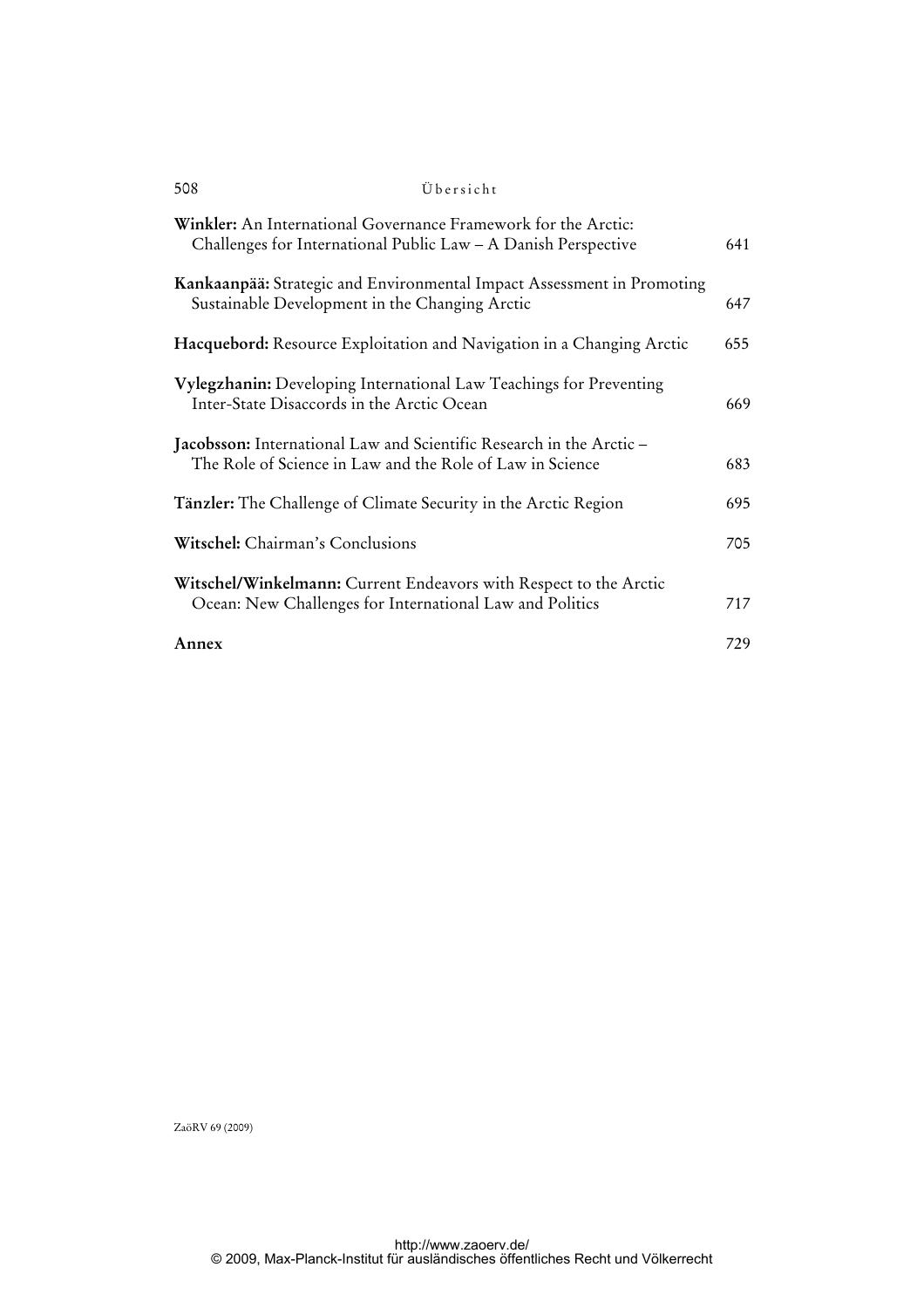**Winkler:** An International Governance Framework for the Arctic: Challenges for International Public Law – A Danish Perspective 641

**Kankaanpää:** Strategic and Environmental Impact Assessment in Promoting Sustainable Development in the Changing Arctic 647

**Hacquebord:** Resource Exploitation and Navigation in a Changing Arctic 655

**Vylegzhanin:** Developing International Law Teachings for Preventing Inter-State Disaccords in the Arctic Ocean 669

**Jacobsson:** International Law and Scientific Research in the Arctic – The Role of Science in Law and the Role of Law in Science 683

**Tänzler:** The Challenge of Climate Security in the Arctic Region 695

**Witschel:** Chairman's Conclusions 705

**Witschel/Winkelmann:** Current Endeavors with Respect to the Arctic Ocean: New Challenges for International Law and Politics 717

**Annex** 729